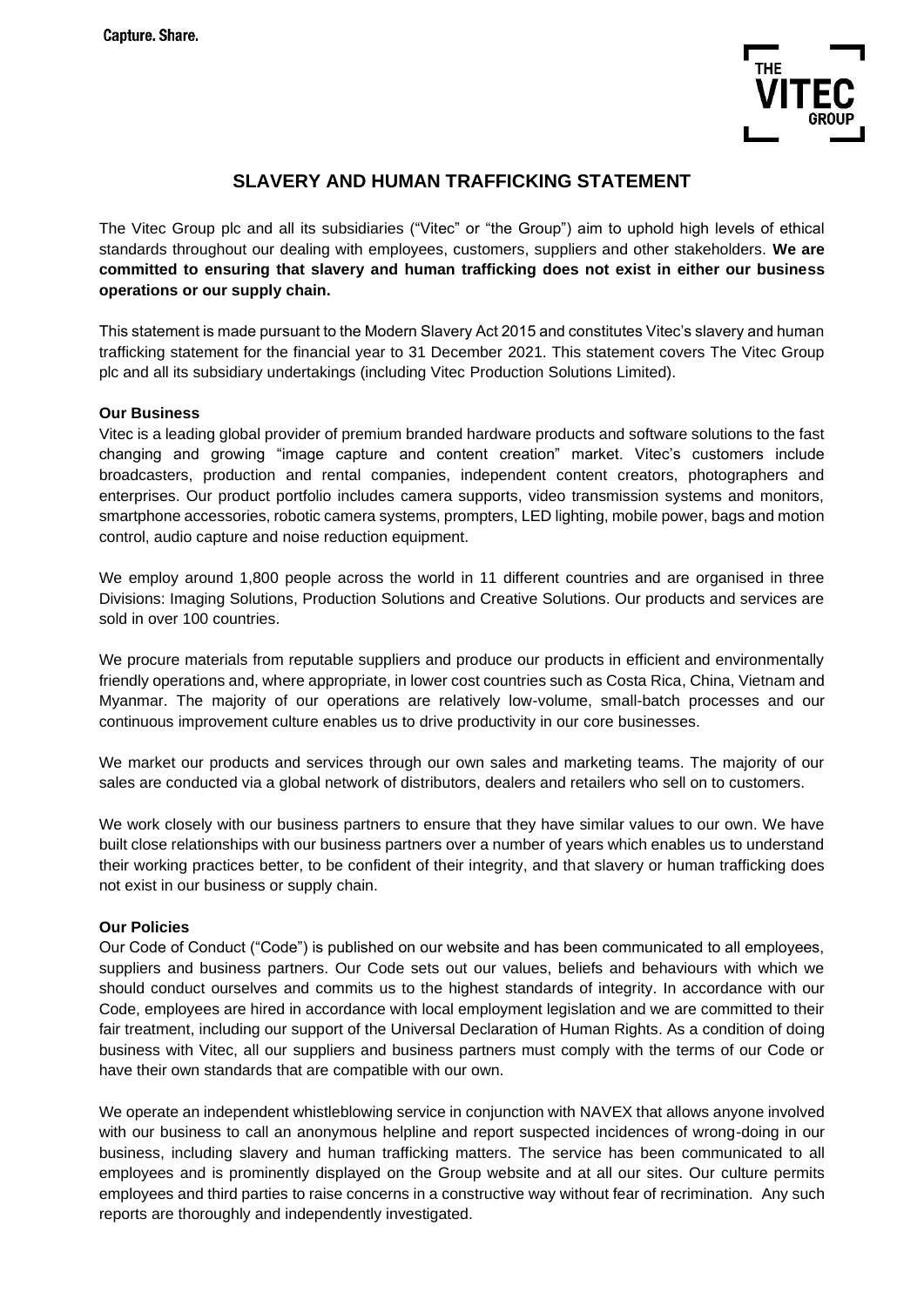Capture. Share.

# SLAVERY AND HUMAN TRAFFICKING STATEMENT

The Vitec Group plc and all its subsidiaries ("Vitec" or "the Group") aim to uphold high levels of ethical standards throughout our dealing with employees, customers, suppliers and other stakeholders. **We are committed to ensuring that slavery and human trafficking does not exist in either our business operations or our supply chain.**

This statement is made pursuant to the Modern Slavery Act 2015 and constitutes Vitec's slavery and human trafficking statement for the financial year to 31 December 2021. This statement covers The Vitec Group plc and all its subsidiary undertakings (including Vitec Production Solutions Limited).

**Our Business**

Vitec is a leading global provider of premium branded hardware products and software solutions to the fast changing and growing "image capture and content creation" market. Vitec's customers include broadcasters, production and rental companies, independent content creators, photographers and enterprises. Our product portfolio includes camera supports, video transmission systems and monitors, smartphone accessories, robotic camera systems, prompters, LED lighting, mobile power, bags and motion control, audio capture and noise reduction equipment.

We employ around 1,800 people across the world in 11 different countries and are organised in three Divisions: Imaging Solutions, Production Solutions and Creative Solutions. Our products and services are sold in over 100 countries.

We procure materials from reputable suppliers and produce our products in efficient and environmentally friendly operations and, where appropriate, in lower cost countries such as Costa Rica, China, Vietnam and Myanmar. The majority of our operations are relatively low-volume, small-batch processes and our continuous improvement culture enables us to drive productivity in our core businesses.

We market our products and services through our own sales and marketing teams. The majority of our sales are conducted via a global network of distributors, dealers and retailers who sell on to customers.

We work closely with our business partners to ensure that they have similar values to our own. We have built close relationships with our business partners over a number of years which enables us to understand their working practices better, to be confident of their integrity, and that slavery or human trafficking does not exist in our business or supply chain.

**Our Policies**

Our Code of Conduct ("Code") is published on our website and has been communicated to all employees, suppliers and business partners. Our Code sets out our values, beliefs and behaviours with which we should conduct ourselves and commits us to the highest standards of integrity. In accordance with our Code, employees are hired in accordance with local employment legislation and we are committed to their fair treatment, including our support of the Universal Declaration of Human Rights. As a condition of doing business with Vitec, all our suppliers and business partners must comply with the terms of our Code or have their own standards that are compatible with our own.

We operate an independent whistleblowing service in conjunction with NAVEX that allows anyone involved with our business to call an anonymous helpline and report suspected incidences of wrong-doing in our business, including slavery and human trafficking matters. The service has been communicated to all employees and is prominently displayed on the Group website and at all our sites. Our culture permits employees and third parties to raise concerns in a constructive way without fear of recrimination. Any such reports are thoroughly and independently investigated.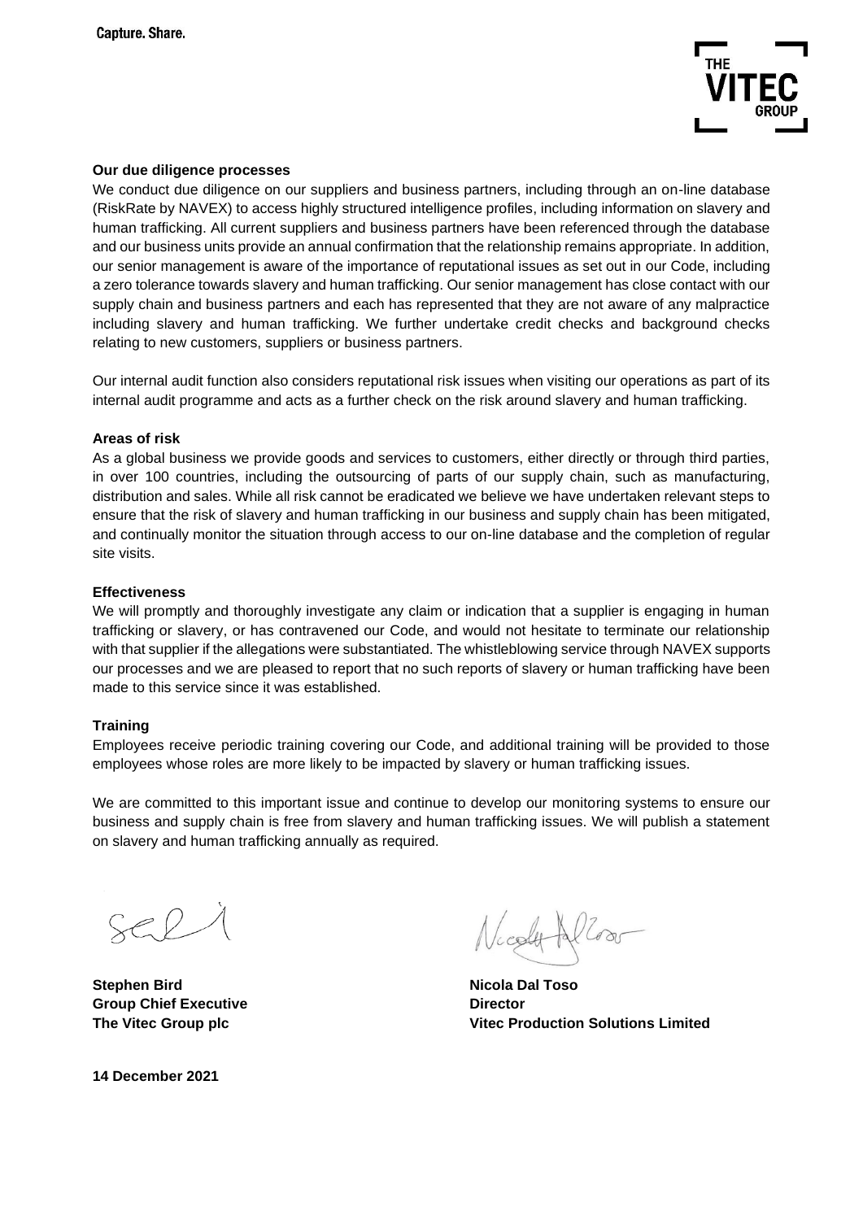**Our due diligence processes**

We conduct due diligence on our suppliers and business partners, including through an on-line database (RiskRate by NAVEX) to access highly structured intelligence profiles, including information on slavery and human trafficking. All current suppliers and business partners have been referenced through the database and our business units provide an annual confirmation that the relationship remains appropriate. In addition, our senior management is aware of the importance of reputational issues as set out in our Code, including a zero tolerance towards slavery and human trafficking. Our senior management has close contact with our supply chain and business partners and each has represented that they are not aware of any malpractice including slavery and human trafficking. We further undertake credit checks and background checks relating to new customers, suppliers or business partners.

Our internal audit function also considers reputational risk issues when visiting our operations as part of its internal audit programme and acts as a further check on the risk around slavery and human trafficking.

**Areas of risk**

As a global business we provide goods and services to customers, either directly or through third parties, in over 100 countries, including the outsourcing of parts of our supply chain, such as manufacturing, distribution and sales. While all risk cannot be eradicated we believe we have undertaken relevant steps to ensure that the risk of slavery and human trafficking in our business and supply chain has been mitigated, and continually monitor the situation through access to our on-line database and the completion of regular site visits.

**Effectiveness**

We will promptly and thoroughly investigate any claim or indication that a supplier is engaging in human trafficking or slavery, or has contravened our Code, and would not hesitate to terminate our relationship with that supplier if the allegations were substantiated. The whistleblowing service through NAVEX supports our processes and we are pleased to report that no such reports of slavery or human trafficking have been made to this service since it was established.

**Training**

Employees receive periodic training covering our Code, and additional training will be provided to those employees whose roles are more likely to be impacted by slavery or human trafficking issues.

We are committed to this important issue and continue to develop our monitoring systems to ensure our business and supply chain is free from slavery and human trafficking issues. We will publish a statement on slavery and human trafficking annually as required.

**Stephen Bird**
**Group Chief Executive**
**The Vitec Group plc**

**Nicola Dal Toso**
**Director**
**Vitec Production Solutions Limited**

**14 December 2021**